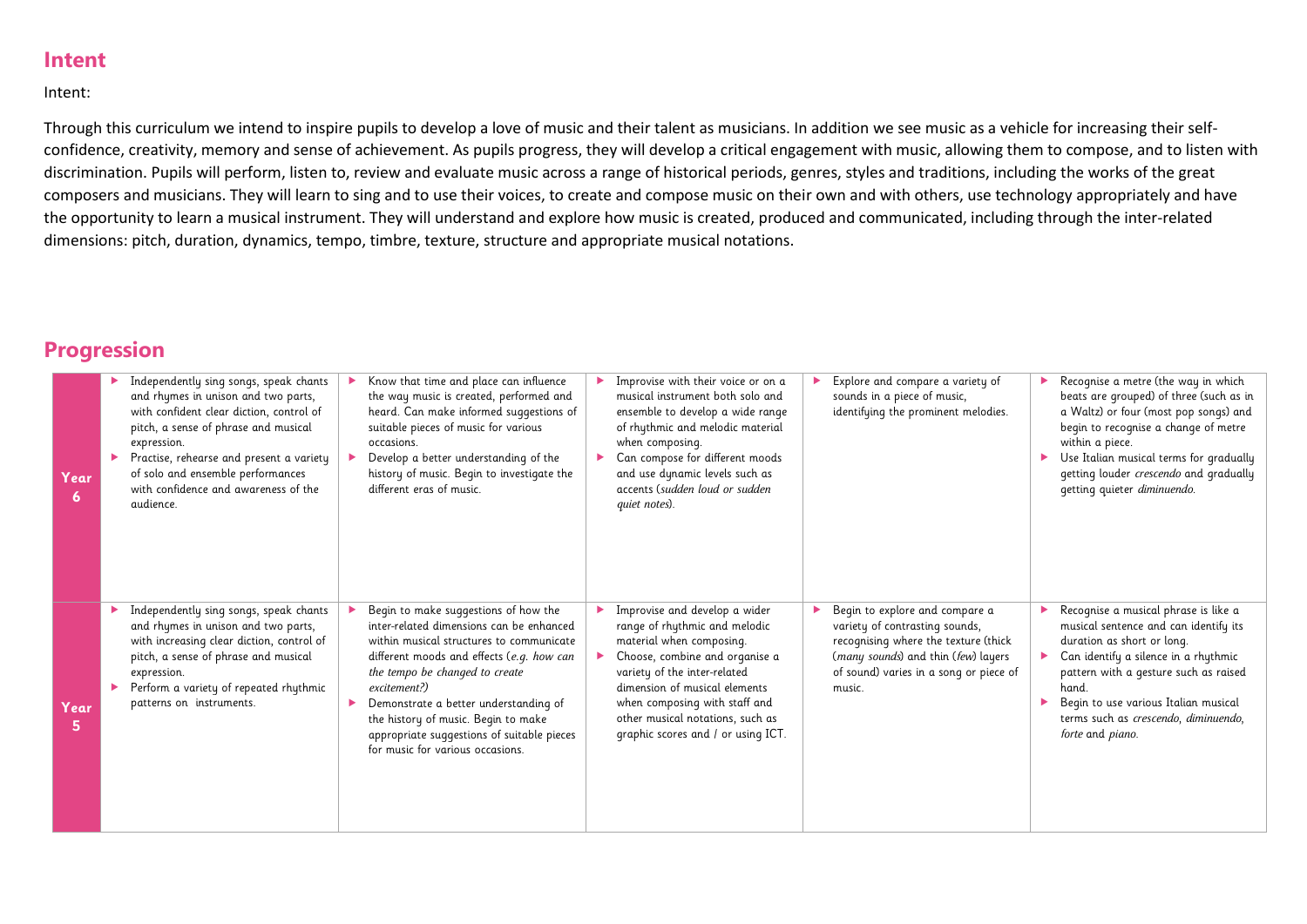## Intent

Intent:

Through this curriculum we intend to inspire pupils to develop a love of music and their talent as musicians. In addition we see music as a vehicle for increasing their self-confidence, creativity, memory and sense of achievement. As pupils progress, they will develop a critical engagement with music, allowing them to compose, and to listen with discrimination. Pupils will perform, listen to, review and evaluate music across a range of historical periods, genres, styles and traditions, including the works of the great composers and musicians. They will learn to sing and to use their voices, to create and compose music on their own and with others, use technology appropriately and have the opportunity to learn a musical instrument. They will understand and explore how music is created, produced and communicated, including through the inter-related dimensions: pitch, duration, dynamics, tempo, timbre, texture, structure and appropriate musical notations.

## Progression

| | | | | | |
|---|---|---|---|---|---|
| **Year 6** | ▸ Independently sing songs, speak chants and rhymes in unison and two parts, with confident clear diction, control of pitch, a sense of phrase and musical expression.<br>▸ Practise, rehearse and present a variety of solo and ensemble performances with confidence and awareness of the audience. | ▸ Know that time and place can influence the way music is created, performed and heard. Can make informed suggestions of suitable pieces of music for various occasions.<br>▸ Develop a better understanding of the history of music. Begin to investigate the different eras of music. | ▸ Improvise with their voice or on a musical instrument both solo and ensemble to develop a wide range of rhythmic and melodic material when composing.<br>▸ Can compose for different moods and use dynamic levels such as accents (*sudden loud or sudden quiet notes*). | ▸ Explore and compare a variety of sounds in a piece of music, identifying the prominent melodies. | ▸ Recognise a metre (the way in which beats are grouped) of three (such as in a Waltz) or four (most pop songs) and begin to recognise a change of metre within a piece.<br>▸ Use Italian musical terms for gradually getting louder *crescendo* and gradually getting quieter *diminuendo*. |
| **Year 5** | ▸ Independently sing songs, speak chants and rhymes in unison and two parts, with increasing clear diction, control of pitch, a sense of phrase and musical expression.<br>▸ Perform a variety of repeated rhythmic patterns on instruments. | ▸ Begin to make suggestions of how the inter-related dimensions can be enhanced within musical structures to communicate different moods and effects (*e.g. how can the tempo be changed to create excitement?)*<br>▸ Demonstrate a better understanding of the history of music. Begin to make appropriate suggestions of suitable pieces for music for various occasions. | ▸ Improvise and develop a wider range of rhythmic and melodic material when composing.<br>▸ Choose, combine and organise a variety of the inter-related dimension of musical elements when composing with staff and other musical notations, such as graphic scores and / or using ICT. | ▸ Begin to explore and compare a variety of contrasting sounds, recognising where the texture (thick (*many sounds*) and thin (*few*) layers of sound) varies in a song or piece of music. | ▸ Recognise a musical phrase is like a musical sentence and can identify its duration as short or long.<br>▸ Can identify a silence in a rhythmic pattern with a gesture such as raised hand.<br>▸ Begin to use various Italian musical terms such as *crescendo*, *diminuendo*, *forte* and *piano*. |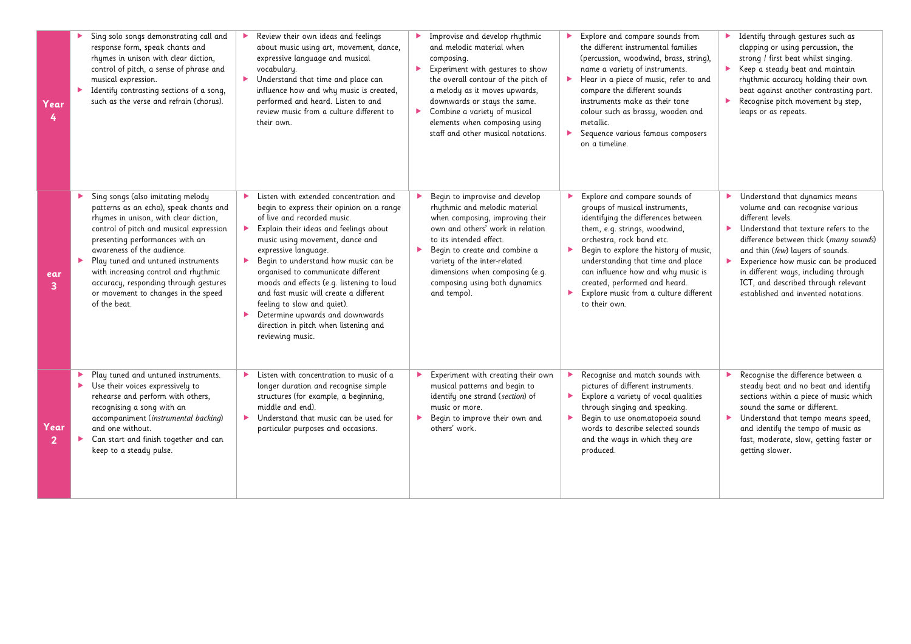| | | | | | |
|---|---|---|---|---|---|
| **Year 4** | - Sing solo songs demonstrating call and response form, speak chants and rhymes in unison with clear diction, control of pitch, a sense of phrase and musical expression.<br>- Identify contrasting sections of a song, such as the verse and refrain (chorus). | - Review their own ideas and feelings about music using art, movement, dance, expressive language and musical vocabulary.<br>- Understand that time and place can influence how and why music is created, performed and heard. Listen to and review music from a culture different to their own. | - Improvise and develop rhythmic and melodic material when composing.<br>- Experiment with gestures to show the overall contour of the pitch of a melody as it moves upwards, downwards or stays the same.<br>- Combine a variety of musical elements when composing using staff and other musical notations. | - Explore and compare sounds from the different instrumental families (percussion, woodwind, brass, string), name a variety of instruments.<br>- Hear in a piece of music, refer to and compare the different sounds instruments make as their tone colour such as brassy, wooden and metallic.<br>- Sequence various famous composers on a timeline. | - Identify through gestures such as clapping or using percussion, the strong / first beat whilst singing.<br>- Keep a steady beat and maintain rhythmic accuracy holding their own beat against another contrasting part.<br>- Recognise pitch movement by step, leaps or as repeats. |
| **ear 3** | - Sing songs (also imitating melody patterns as an echo), speak chants and rhymes in unison, with clear diction, control of pitch and musical expression presenting performances with an awareness of the audience.<br>- Play tuned and untuned instruments with increasing control and rhythmic accuracy, responding through gestures or movement to changes in the speed of the beat. | - Listen with extended concentration and begin to express their opinion on a range of live and recorded music.<br>- Explain their ideas and feelings about music using movement, dance and expressive language.<br>- Begin to understand how music can be organised to communicate different moods and effects (e.g. listening to loud and fast music will create a different feeling to slow and quiet).<br>- Determine upwards and downwards direction in pitch when listening and reviewing music. | - Begin to improvise and develop rhythmic and melodic material when composing, improving their own and others' work in relation to its intended effect.<br>- Begin to create and combine a variety of the inter-related dimensions when composing (e.g. composing using both dynamics and tempo). | - Explore and compare sounds of groups of musical instruments, identifying the differences between them, e.g. strings, woodwind, orchestra, rock band etc.<br>- Begin to explore the history of music, understanding that time and place can influence how and why music is created, performed and heard.<br>- Explore music from a culture different to their own. | - Understand that dynamics means volume and can recognise various different levels.<br>- Understand that texture refers to the difference between thick (*many sounds*) and thin (*few*) layers of sounds.<br>- Experience how music can be produced in different ways, including through ICT, and described through relevant established and invented notations. |
| **Year 2** | - Play tuned and untuned instruments.<br>- Use their voices expressively to rehearse and perform with others, recognising a song with an accompaniment (*instrumental backing*) and one without.<br>- Can start and finish together and can keep to a steady pulse. | - Listen with concentration to music of a longer duration and recognise simple structures (for example, a beginning, middle and end).<br>- Understand that music can be used for particular purposes and occasions. | - Experiment with creating their own musical patterns and begin to identify one strand (*section*) of music or more.<br>- Begin to improve their own and others' work. | - Recognise and match sounds with pictures of different instruments.<br>- Explore a variety of vocal qualities through singing and speaking.<br>- Begin to use onomatopoeia sound words to describe selected sounds and the ways in which they are produced. | - Recognise the difference between a steady beat and no beat and identify sections within a piece of music which sound the same or different.<br>- Understand that tempo means speed, and identify the tempo of music as fast, moderate, slow, getting faster or getting slower. |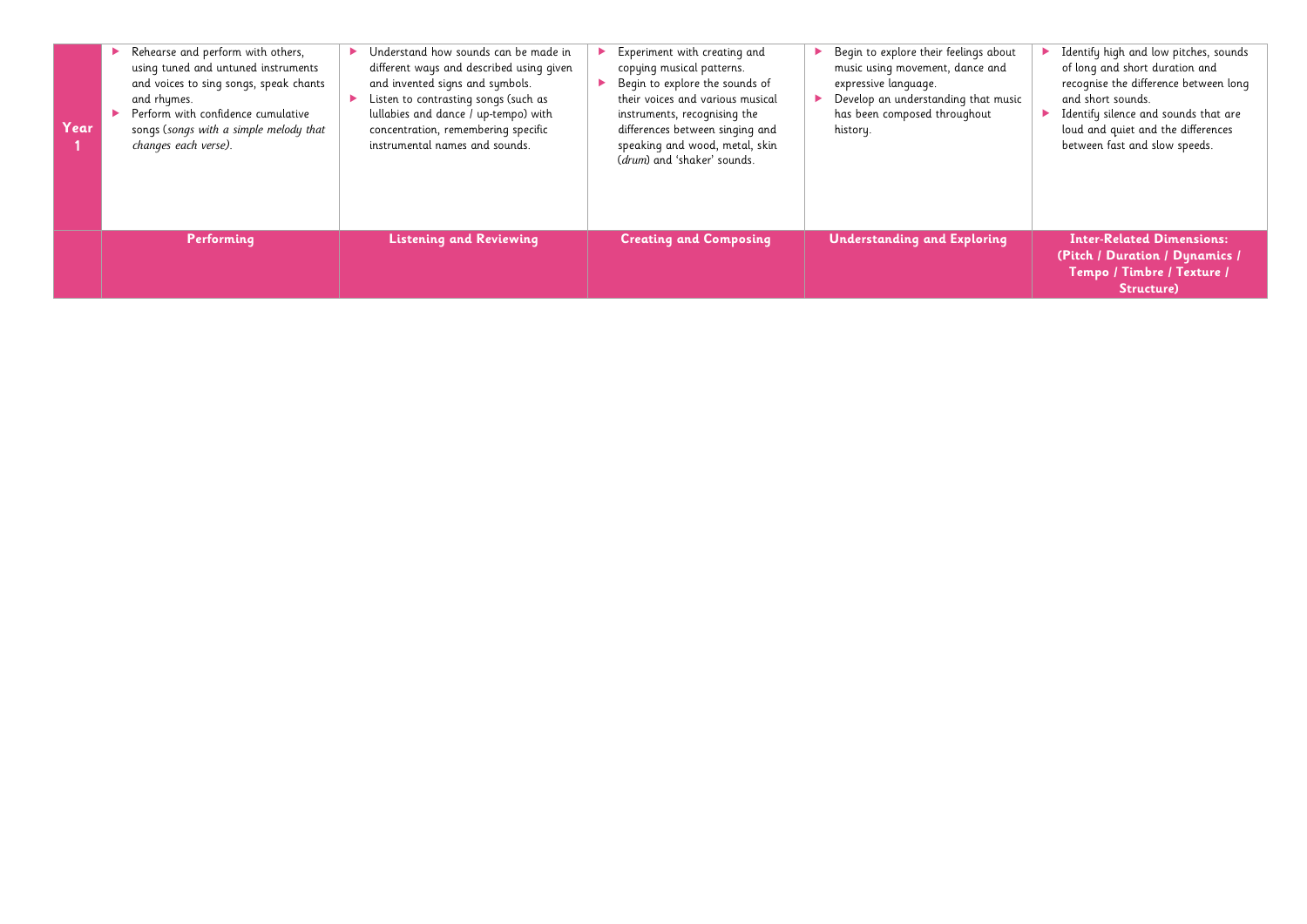| | | | | | |
|---|---|---|---|---|---|
| **Year 1** | - Rehearse and perform with others, using tuned and untuned instruments and voices to sing songs, speak chants and rhymes.<br>- Perform with confidence cumulative songs (*songs with a simple melody that changes each verse)*. | - Understand how sounds can be made in different ways and described using given and invented signs and symbols.<br>- Listen to contrasting songs (such as lullabies and dance / up-tempo) with concentration, remembering specific instrumental names and sounds. | - Experiment with creating and copying musical patterns.<br>- Begin to explore the sounds of their voices and various musical instruments, recognising the differences between singing and speaking and wood, metal, skin (*drum*) and 'shaker' sounds. | - Begin to explore their feelings about music using movement, dance and expressive language.<br>- Develop an understanding that music has been composed throughout history. | - Identify high and low pitches, sounds of long and short duration and recognise the difference between long and short sounds.<br>- Identify silence and sounds that are loud and quiet and the differences between fast and slow speeds. |
| | **Performing** | **Listening and Reviewing** | **Creating and Composing** | **Understanding and Exploring** | **Inter-Related Dimensions: (Pitch / Duration / Dynamics / Tempo / Timbre / Texture / Structure)** |